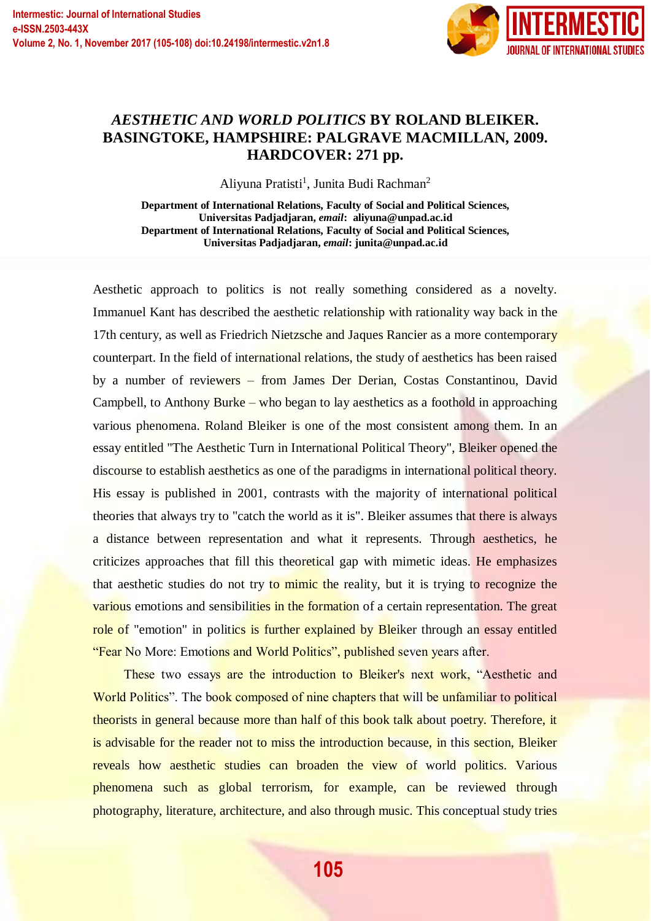# *AESTHETIC AND WORLD POLITICS* BY ROLAND BLEIKER. BASINGTOKE, HAMPSHIRE: PALGRAVE MACMILLAN, 2009. HARDCOVER: 271 pp.

Aliyuna Pratisti[1], Junita Budi Rachman[2]

**Department of International Relations, Faculty of Social and Political Sciences, Universitas Padjadjaran, *email*: aliyuna@unpad.ac.id**
**Department of International Relations, Faculty of Social and Political Sciences, Universitas Padjadjaran, *email*: junita@unpad.ac.id**

Aesthetic approach to politics is not really something considered as a novelty. Immanuel Kant has described the aesthetic relationship with rationality way back in the 17th century, as well as Friedrich Nietzsche and Jaques Rancier as a more contemporary counterpart. In the field of international relations, the study of aesthetics has been raised by a number of reviewers – from James Der Derian, Costas Constantinou, David Campbell, to Anthony Burke – who began to lay aesthetics as a foothold in approaching various phenomena. Roland Bleiker is one of the most consistent among them. In an essay entitled "The Aesthetic Turn in International Political Theory", Bleiker opened the discourse to establish aesthetics as one of the paradigms in international political theory. His essay is published in 2001, contrasts with the majority of international political theories that always try to "catch the world as it is". Bleiker assumes that there is always a distance between representation and what it represents. Through aesthetics, he criticizes approaches that fill this theoretical gap with mimetic ideas. He emphasizes that aesthetic studies do not try to mimic the reality, but it is trying to recognize the various emotions and sensibilities in the formation of a certain representation. The great role of "emotion" in politics is further explained by Bleiker through an essay entitled "Fear No More: Emotions and World Politics", published seven years after.

These two essays are the introduction to Bleiker's next work, "Aesthetic and World Politics". The book composed of nine chapters that will be unfamiliar to political theorists in general because more than half of this book talk about poetry. Therefore, it is advisable for the reader not to miss the introduction because, in this section, Bleiker reveals how aesthetic studies can broaden the view of world politics. Various phenomena such as global terrorism, for example, can be reviewed through photography, literature, architecture, and also through music. This conceptual study tries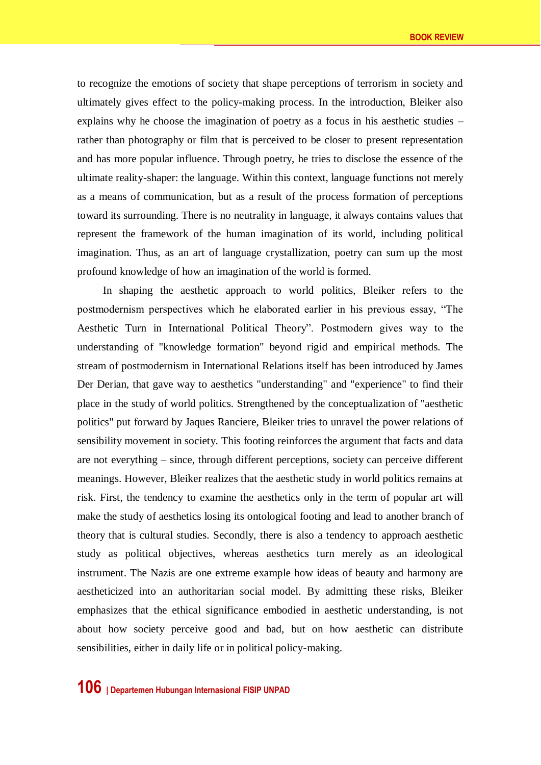to recognize the emotions of society that shape perceptions of terrorism in society and ultimately gives effect to the policy-making process. In the introduction, Bleiker also explains why he choose the imagination of poetry as a focus in his aesthetic studies – rather than photography or film that is perceived to be closer to present representation and has more popular influence. Through poetry, he tries to disclose the essence of the ultimate reality-shaper: the language. Within this context, language functions not merely as a means of communication, but as a result of the process formation of perceptions toward its surrounding. There is no neutrality in language, it always contains values that represent the framework of the human imagination of its world, including political imagination. Thus, as an art of language crystallization, poetry can sum up the most profound knowledge of how an imagination of the world is formed.

In shaping the aesthetic approach to world politics, Bleiker refers to the postmodernism perspectives which he elaborated earlier in his previous essay, "The Aesthetic Turn in International Political Theory". Postmodern gives way to the understanding of "knowledge formation" beyond rigid and empirical methods. The stream of postmodernism in International Relations itself has been introduced by James Der Derian, that gave way to aesthetics "understanding" and "experience" to find their place in the study of world politics. Strengthened by the conceptualization of "aesthetic politics" put forward by Jaques Ranciere, Bleiker tries to unravel the power relations of sensibility movement in society. This footing reinforces the argument that facts and data are not everything – since, through different perceptions, society can perceive different meanings. However, Bleiker realizes that the aesthetic study in world politics remains at risk. First, the tendency to examine the aesthetics only in the term of popular art will make the study of aesthetics losing its ontological footing and lead to another branch of theory that is cultural studies. Secondly, there is also a tendency to approach aesthetic study as political objectives, whereas aesthetics turn merely as an ideological instrument. The Nazis are one extreme example how ideas of beauty and harmony are aestheticized into an authoritarian social model. By admitting these risks, Bleiker emphasizes that the ethical significance embodied in aesthetic understanding, is not about how society perceive good and bad, but on how aesthetic can distribute sensibilities, either in daily life or in political policy-making.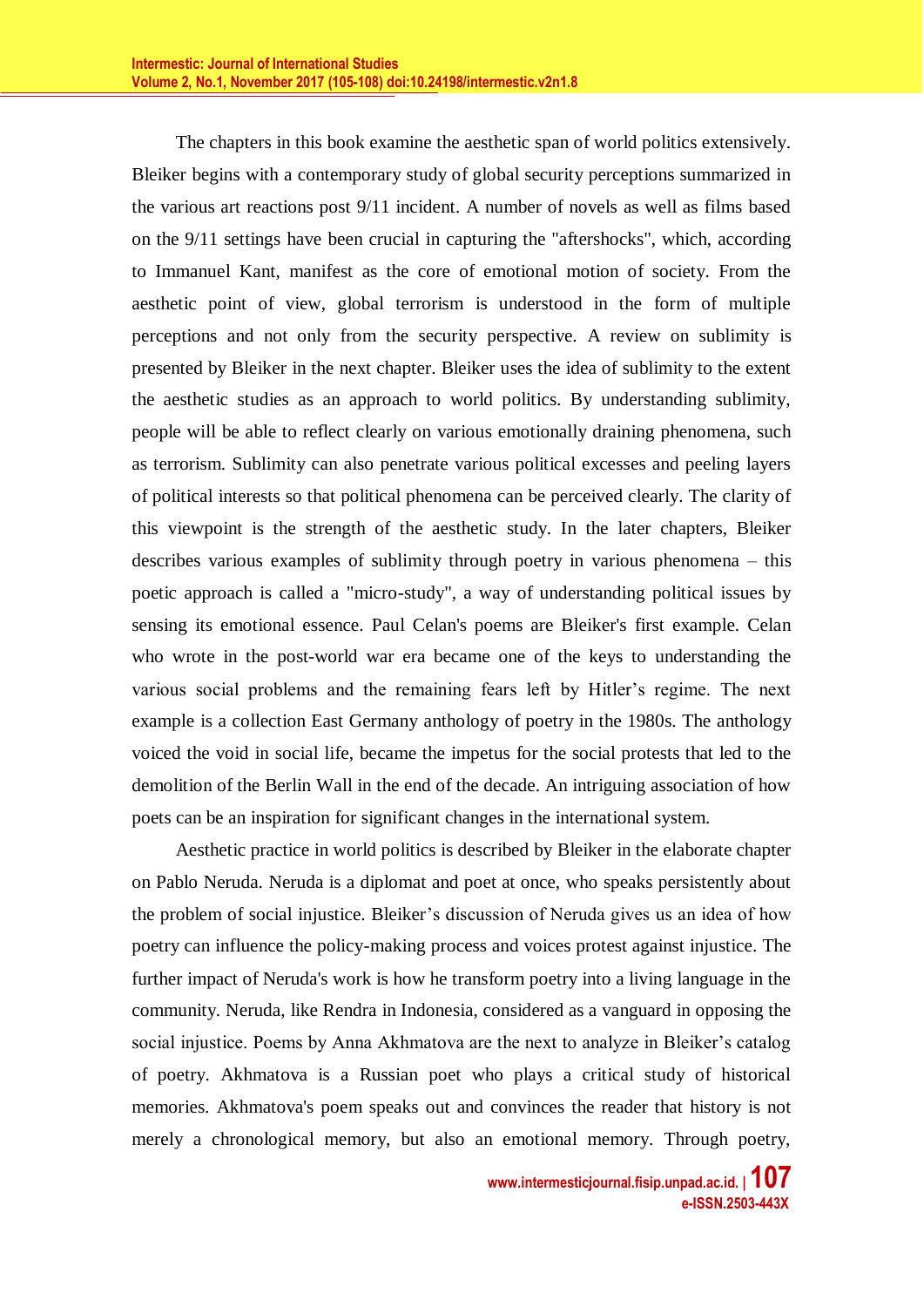The chapters in this book examine the aesthetic span of world politics extensively. Bleiker begins with a contemporary study of global security perceptions summarized in the various art reactions post 9/11 incident. A number of novels as well as films based on the 9/11 settings have been crucial in capturing the "aftershocks", which, according to Immanuel Kant, manifest as the core of emotional motion of society. From the aesthetic point of view, global terrorism is understood in the form of multiple perceptions and not only from the security perspective. A review on sublimity is presented by Bleiker in the next chapter. Bleiker uses the idea of sublimity to the extent the aesthetic studies as an approach to world politics. By understanding sublimity, people will be able to reflect clearly on various emotionally draining phenomena, such as terrorism. Sublimity can also penetrate various political excesses and peeling layers of political interests so that political phenomena can be perceived clearly. The clarity of this viewpoint is the strength of the aesthetic study. In the later chapters, Bleiker describes various examples of sublimity through poetry in various phenomena – this poetic approach is called a "micro-study", a way of understanding political issues by sensing its emotional essence. Paul Celan's poems are Bleiker's first example. Celan who wrote in the post-world war era became one of the keys to understanding the various social problems and the remaining fears left by Hitler's regime. The next example is a collection East Germany anthology of poetry in the 1980s. The anthology voiced the void in social life, became the impetus for the social protests that led to the demolition of the Berlin Wall in the end of the decade. An intriguing association of how poets can be an inspiration for significant changes in the international system.

Aesthetic practice in world politics is described by Bleiker in the elaborate chapter on Pablo Neruda. Neruda is a diplomat and poet at once, who speaks persistently about the problem of social injustice. Bleiker's discussion of Neruda gives us an idea of how poetry can influence the policy-making process and voices protest against injustice. The further impact of Neruda's work is how he transform poetry into a living language in the community. Neruda, like Rendra in Indonesia, considered as a vanguard in opposing the social injustice. Poems by Anna Akhmatova are the next to analyze in Bleiker's catalog of poetry. Akhmatova is a Russian poet who plays a critical study of historical memories. Akhmatova's poem speaks out and convinces the reader that history is not merely a chronological memory, but also an emotional memory. Through poetry,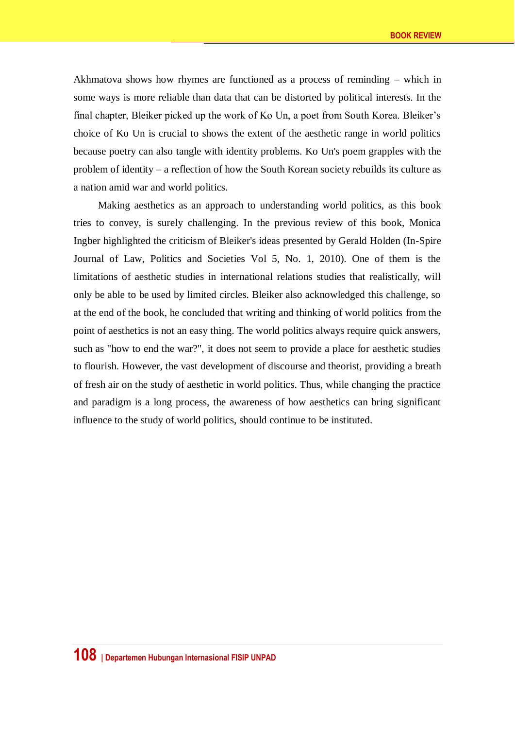Akhmatova shows how rhymes are functioned as a process of reminding – which in some ways is more reliable than data that can be distorted by political interests. In the final chapter, Bleiker picked up the work of Ko Un, a poet from South Korea. Bleiker's choice of Ko Un is crucial to shows the extent of the aesthetic range in world politics because poetry can also tangle with identity problems. Ko Un's poem grapples with the problem of identity – a reflection of how the South Korean society rebuilds its culture as a nation amid war and world politics.

Making aesthetics as an approach to understanding world politics, as this book tries to convey, is surely challenging. In the previous review of this book, Monica Ingber highlighted the criticism of Bleiker's ideas presented by Gerald Holden (In-Spire Journal of Law, Politics and Societies Vol 5, No. 1, 2010). One of them is the limitations of aesthetic studies in international relations studies that realistically, will only be able to be used by limited circles. Bleiker also acknowledged this challenge, so at the end of the book, he concluded that writing and thinking of world politics from the point of aesthetics is not an easy thing. The world politics always require quick answers, such as "how to end the war?", it does not seem to provide a place for aesthetic studies to flourish. However, the vast development of discourse and theorist, providing a breath of fresh air on the study of aesthetic in world politics. Thus, while changing the practice and paradigm is a long process, the awareness of how aesthetics can bring significant influence to the study of world politics, should continue to be instituted.